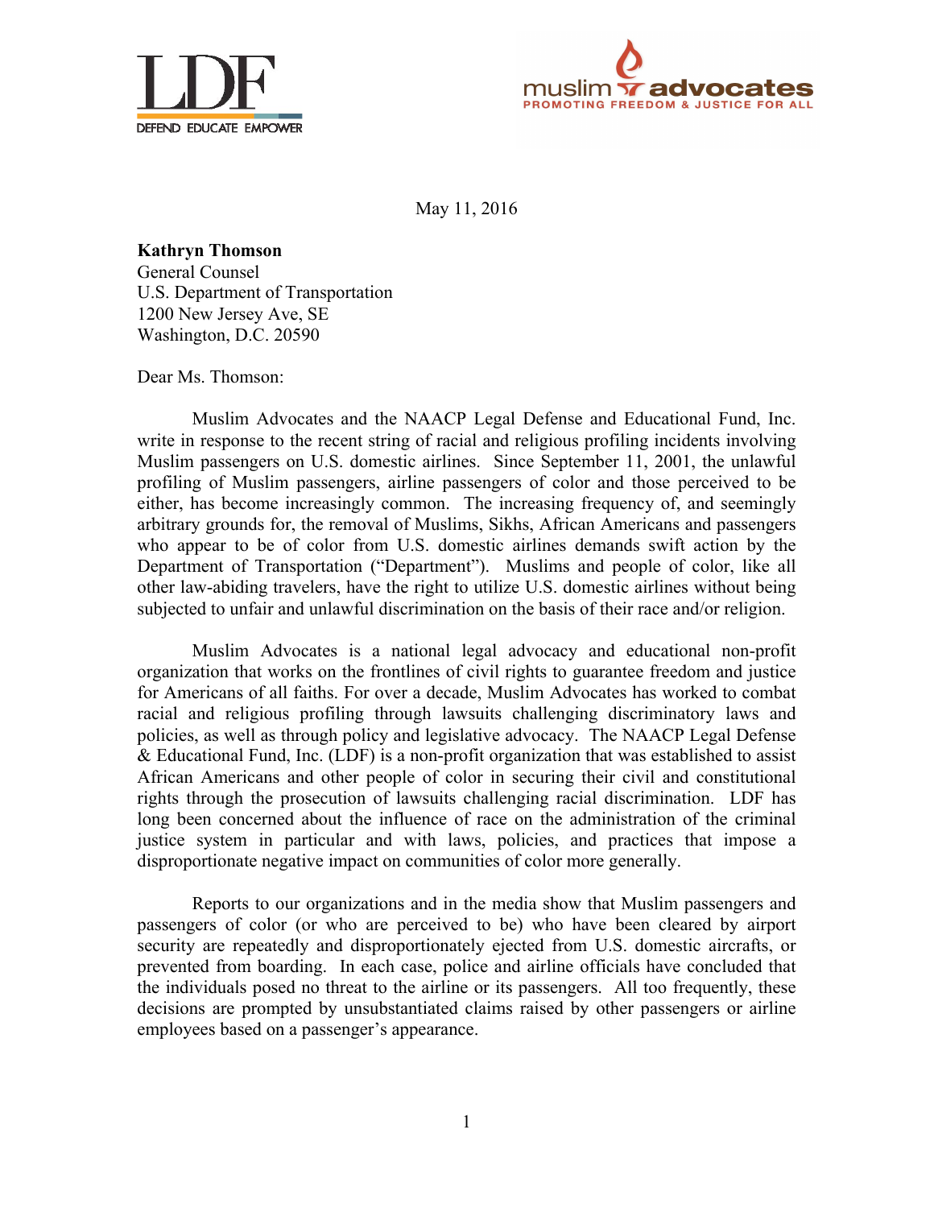LDF
DEFEND EDUCATE EMPOWER

muslim advocates
PROMOTING FREEDOM & JUSTICE FOR ALL

May 11, 2016

**Kathryn Thomson**
General Counsel
U.S. Department of Transportation
1200 New Jersey Ave, SE
Washington, D.C. 20590

Dear Ms. Thomson:

Muslim Advocates and the NAACP Legal Defense and Educational Fund, Inc. write in response to the recent string of racial and religious profiling incidents involving Muslim passengers on U.S. domestic airlines. Since September 11, 2001, the unlawful profiling of Muslim passengers, airline passengers of color and those perceived to be either, has become increasingly common. The increasing frequency of, and seemingly arbitrary grounds for, the removal of Muslims, Sikhs, African Americans and passengers who appear to be of color from U.S. domestic airlines demands swift action by the Department of Transportation ("Department"). Muslims and people of color, like all other law-abiding travelers, have the right to utilize U.S. domestic airlines without being subjected to unfair and unlawful discrimination on the basis of their race and/or religion.

Muslim Advocates is a national legal advocacy and educational non-profit organization that works on the frontlines of civil rights to guarantee freedom and justice for Americans of all faiths. For over a decade, Muslim Advocates has worked to combat racial and religious profiling through lawsuits challenging discriminatory laws and policies, as well as through policy and legislative advocacy. The NAACP Legal Defense & Educational Fund, Inc. (LDF) is a non-profit organization that was established to assist African Americans and other people of color in securing their civil and constitutional rights through the prosecution of lawsuits challenging racial discrimination. LDF has long been concerned about the influence of race on the administration of the criminal justice system in particular and with laws, policies, and practices that impose a disproportionate negative impact on communities of color more generally.

Reports to our organizations and in the media show that Muslim passengers and passengers of color (or who are perceived to be) who have been cleared by airport security are repeatedly and disproportionately ejected from U.S. domestic aircrafts, or prevented from boarding. In each case, police and airline officials have concluded that the individuals posed no threat to the airline or its passengers. All too frequently, these decisions are prompted by unsubstantiated claims raised by other passengers or airline employees based on a passenger's appearance.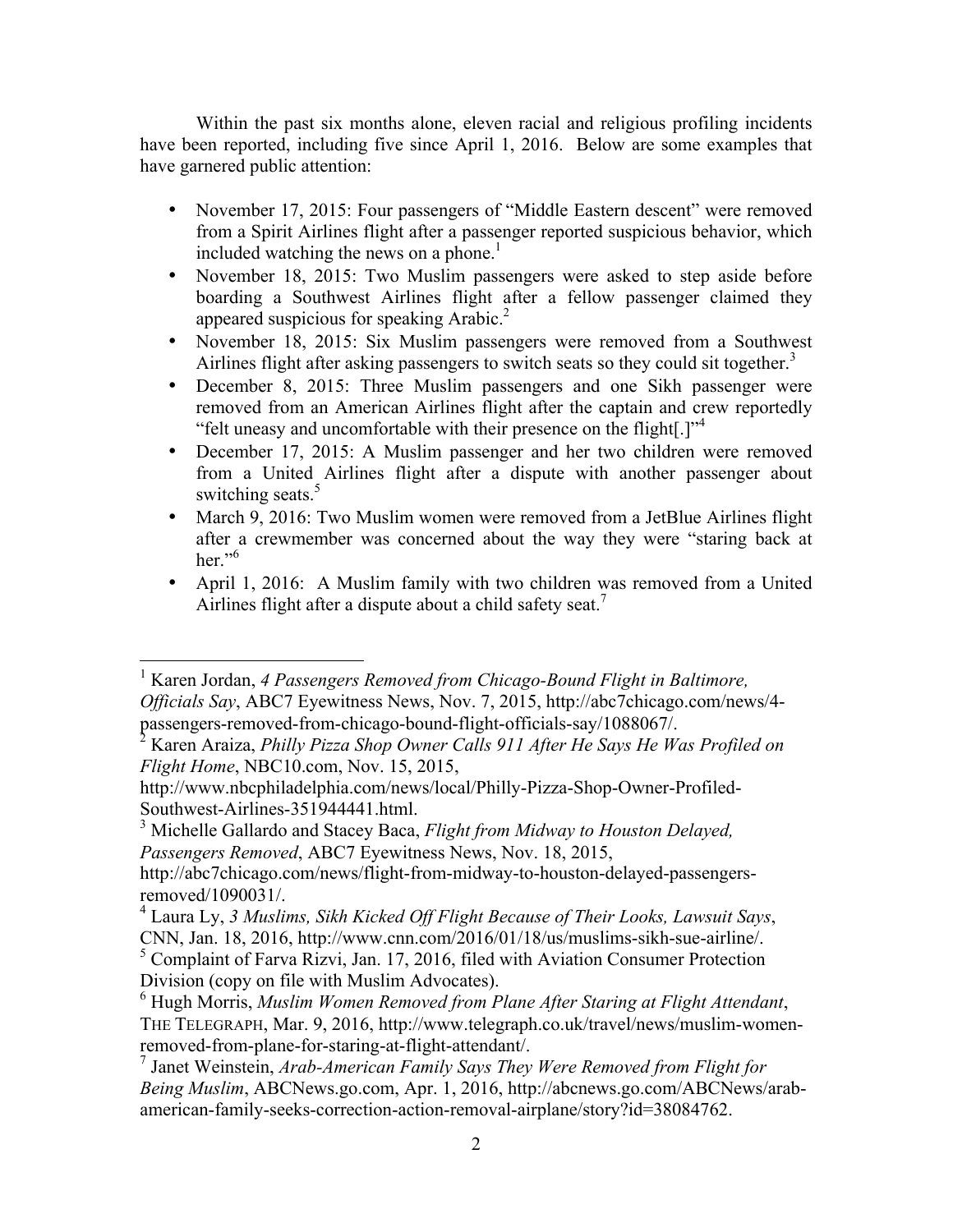Within the past six months alone, eleven racial and religious profiling incidents have been reported, including five since April 1, 2016. Below are some examples that have garnered public attention:

- November 17, 2015: Four passengers of "Middle Eastern descent" were removed from a Spirit Airlines flight after a passenger reported suspicious behavior, which included watching the news on a phone.[1]
- November 18, 2015: Two Muslim passengers were asked to step aside before boarding a Southwest Airlines flight after a fellow passenger claimed they appeared suspicious for speaking Arabic.[2]
- November 18, 2015: Six Muslim passengers were removed from a Southwest Airlines flight after asking passengers to switch seats so they could sit together.[3]
- December 8, 2015: Three Muslim passengers and one Sikh passenger were removed from an American Airlines flight after the captain and crew reportedly "felt uneasy and uncomfortable with their presence on the flight[.]"[4]
- December 17, 2015: A Muslim passenger and her two children were removed from a United Airlines flight after a dispute with another passenger about switching seats.[5]
- March 9, 2016: Two Muslim women were removed from a JetBlue Airlines flight after a crewmember was concerned about the way they were "staring back at her."[6]
- April 1, 2016: A Muslim family with two children was removed from a United Airlines flight after a dispute about a child safety seat.[7]

---

[1] Karen Jordan, *4 Passengers Removed from Chicago-Bound Flight in Baltimore, Officials Say*, ABC7 Eyewitness News, Nov. 7, 2015, http://abc7chicago.com/news/4-passengers-removed-from-chicago-bound-flight-officials-say/1088067/.

[2] Karen Araiza, *Philly Pizza Shop Owner Calls 911 After He Says He Was Profiled on Flight Home*, NBC10.com, Nov. 15, 2015, http://www.nbcphiladelphia.com/news/local/Philly-Pizza-Shop-Owner-Profiled-Southwest-Airlines-351944441.html.

[3] Michelle Gallardo and Stacey Baca, *Flight from Midway to Houston Delayed, Passengers Removed*, ABC7 Eyewitness News, Nov. 18, 2015, http://abc7chicago.com/news/flight-from-midway-to-houston-delayed-passengers-removed/1090031/.

[4] Laura Ly, *3 Muslims, Sikh Kicked Off Flight Because of Their Looks, Lawsuit Says*, CNN, Jan. 18, 2016, http://www.cnn.com/2016/01/18/us/muslims-sikh-sue-airline/.

[5] Complaint of Farva Rizvi, Jan. 17, 2016, filed with Aviation Consumer Protection Division (copy on file with Muslim Advocates).

[6] Hugh Morris, *Muslim Women Removed from Plane After Staring at Flight Attendant*, THE TELEGRAPH, Mar. 9, 2016, http://www.telegraph.co.uk/travel/news/muslim-women-removed-from-plane-for-staring-at-flight-attendant/.

[7] Janet Weinstein, *Arab-American Family Says They Were Removed from Flight for Being Muslim*, ABCNews.go.com, Apr. 1, 2016, http://abcnews.go.com/ABCNews/arab-american-family-seeks-correction-action-removal-airplane/story?id=38084762.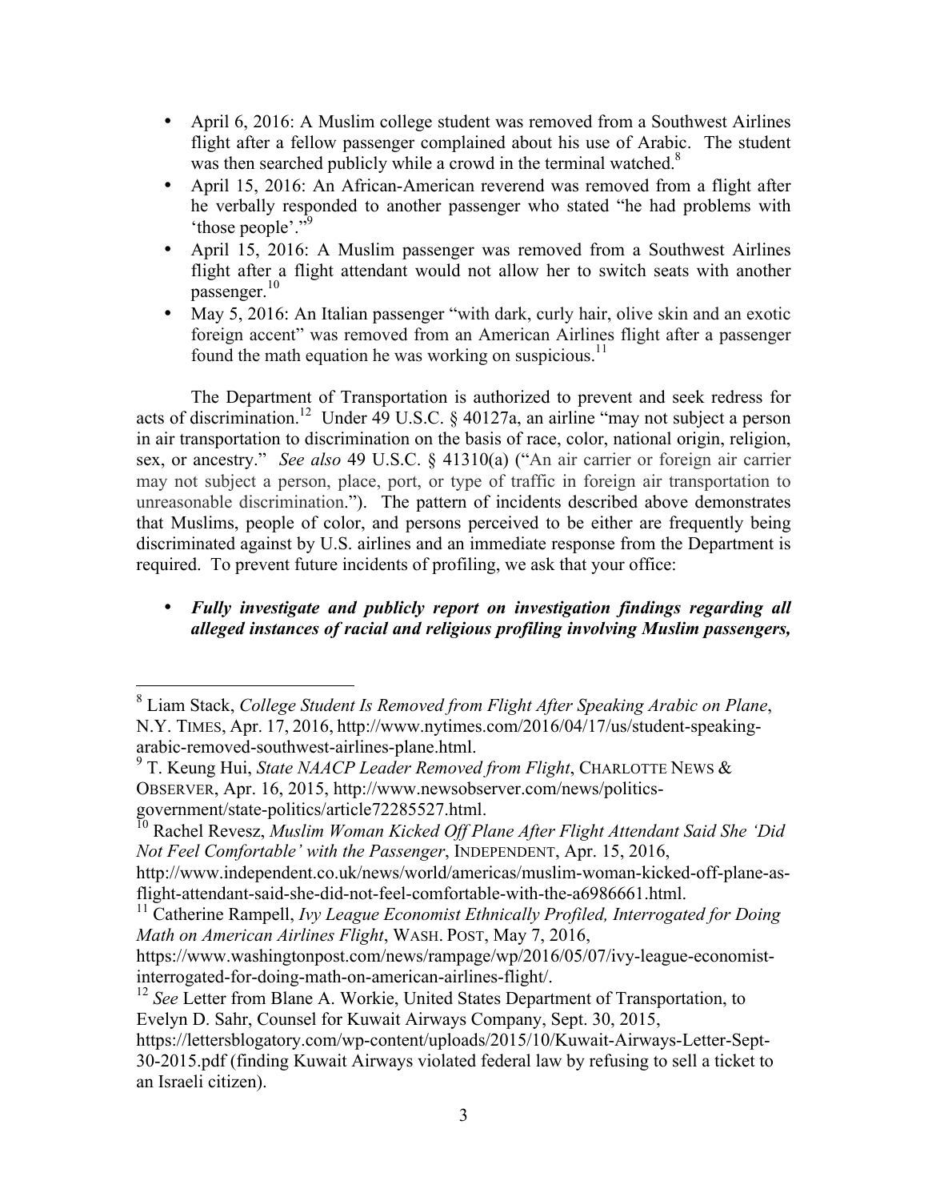- April 6, 2016: A Muslim college student was removed from a Southwest Airlines flight after a fellow passenger complained about his use of Arabic. The student was then searched publicly while a crowd in the terminal watched.[8]
- April 15, 2016: An African-American reverend was removed from a flight after he verbally responded to another passenger who stated "he had problems with 'those people'."[9]
- April 15, 2016: A Muslim passenger was removed from a Southwest Airlines flight after a flight attendant would not allow her to switch seats with another passenger.[10]
- May 5, 2016: An Italian passenger "with dark, curly hair, olive skin and an exotic foreign accent" was removed from an American Airlines flight after a passenger found the math equation he was working on suspicious.[11]

The Department of Transportation is authorized to prevent and seek redress for acts of discrimination.[12] Under 49 U.S.C. § 40127a, an airline "may not subject a person in air transportation to discrimination on the basis of race, color, national origin, religion, sex, or ancestry." *See also* 49 U.S.C. § 41310(a) ("An air carrier or foreign air carrier may not subject a person, place, port, or type of traffic in foreign air transportation to unreasonable discrimination."). The pattern of incidents described above demonstrates that Muslims, people of color, and persons perceived to be either are frequently being discriminated against by U.S. airlines and an immediate response from the Department is required. To prevent future incidents of profiling, we ask that your office:

- ***Fully investigate and publicly report on investigation findings regarding all alleged instances of racial and religious profiling involving Muslim passengers,***

---

[8] Liam Stack, *College Student Is Removed from Flight After Speaking Arabic on Plane*, N.Y. TIMES, Apr. 17, 2016, http://www.nytimes.com/2016/04/17/us/student-speaking-arabic-removed-southwest-airlines-plane.html.

[9] T. Keung Hui, *State NAACP Leader Removed from Flight*, CHARLOTTE NEWS & OBSERVER, Apr. 16, 2015, http://www.newsobserver.com/news/politics-government/state-politics/article72285527.html.

[10] Rachel Revesz, *Muslim Woman Kicked Off Plane After Flight Attendant Said She 'Did Not Feel Comfortable' with the Passenger*, INDEPENDENT, Apr. 15, 2016, http://www.independent.co.uk/news/world/americas/muslim-woman-kicked-off-plane-as-flight-attendant-said-she-did-not-feel-comfortable-with-the-a6986661.html.

[11] Catherine Rampell, *Ivy League Economist Ethnically Profiled, Interrogated for Doing Math on American Airlines Flight*, WASH. POST, May 7, 2016, https://www.washingtonpost.com/news/rampage/wp/2016/05/07/ivy-league-economist-interrogated-for-doing-math-on-american-airlines-flight/.

[12] *See* Letter from Blane A. Workie, United States Department of Transportation, to Evelyn D. Sahr, Counsel for Kuwait Airways Company, Sept. 30, 2015, https://lettersblogatory.com/wp-content/uploads/2015/10/Kuwait-Airways-Letter-Sept-30-2015.pdf (finding Kuwait Airways violated federal law by refusing to sell a ticket to an Israeli citizen).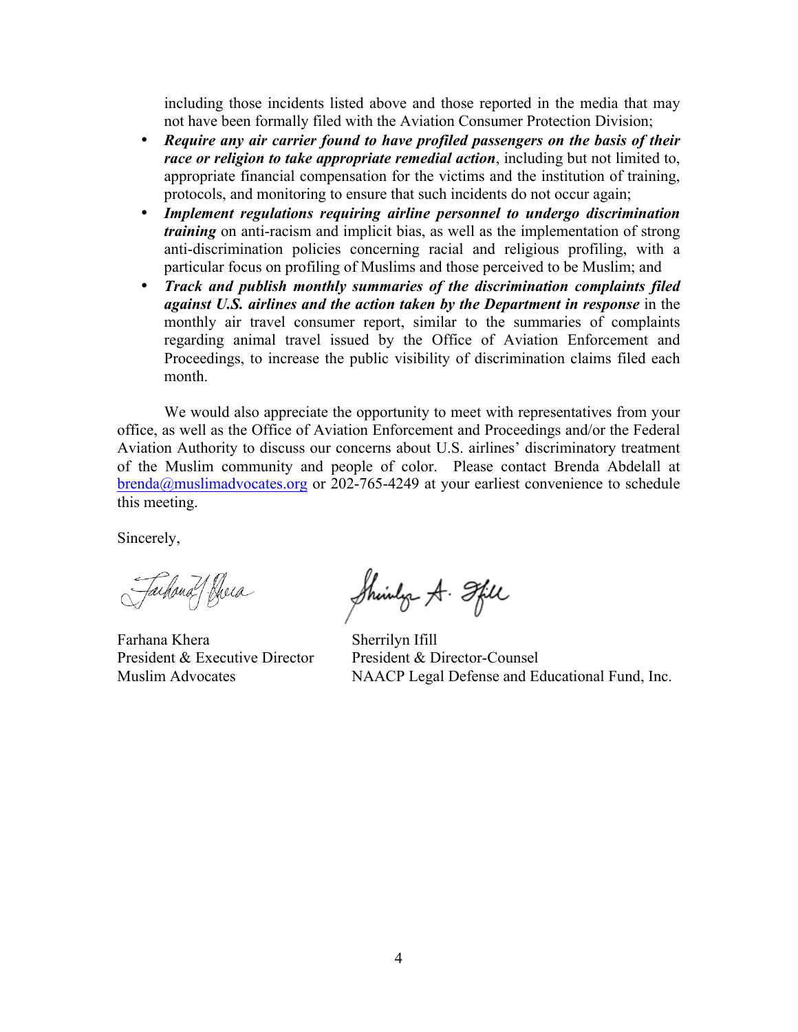including those incidents listed above and those reported in the media that may not have been formally filed with the Aviation Consumer Protection Division;

- ***Require any air carrier found to have profiled passengers on the basis of their race or religion to take appropriate remedial action***, including but not limited to, appropriate financial compensation for the victims and the institution of training, protocols, and monitoring to ensure that such incidents do not occur again;
- ***Implement regulations requiring airline personnel to undergo discrimination training*** on anti-racism and implicit bias, as well as the implementation of strong anti-discrimination policies concerning racial and religious profiling, with a particular focus on profiling of Muslims and those perceived to be Muslim; and
- ***Track and publish monthly summaries of the discrimination complaints filed against U.S. airlines and the action taken by the Department in response*** in the monthly air travel consumer report, similar to the summaries of complaints regarding animal travel issued by the Office of Aviation Enforcement and Proceedings, to increase the public visibility of discrimination claims filed each month.

We would also appreciate the opportunity to meet with representatives from your office, as well as the Office of Aviation Enforcement and Proceedings and/or the Federal Aviation Authority to discuss our concerns about U.S. airlines' discriminatory treatment of the Muslim community and people of color. Please contact Brenda Abdelall at brenda@muslimadvocates.org or 202-765-4249 at your earliest convenience to schedule this meeting.

Sincerely,

Farhana Khera
President & Executive Director
Muslim Advocates

Sherrilyn Ifill
President & Director-Counsel
NAACP Legal Defense and Educational Fund, Inc.